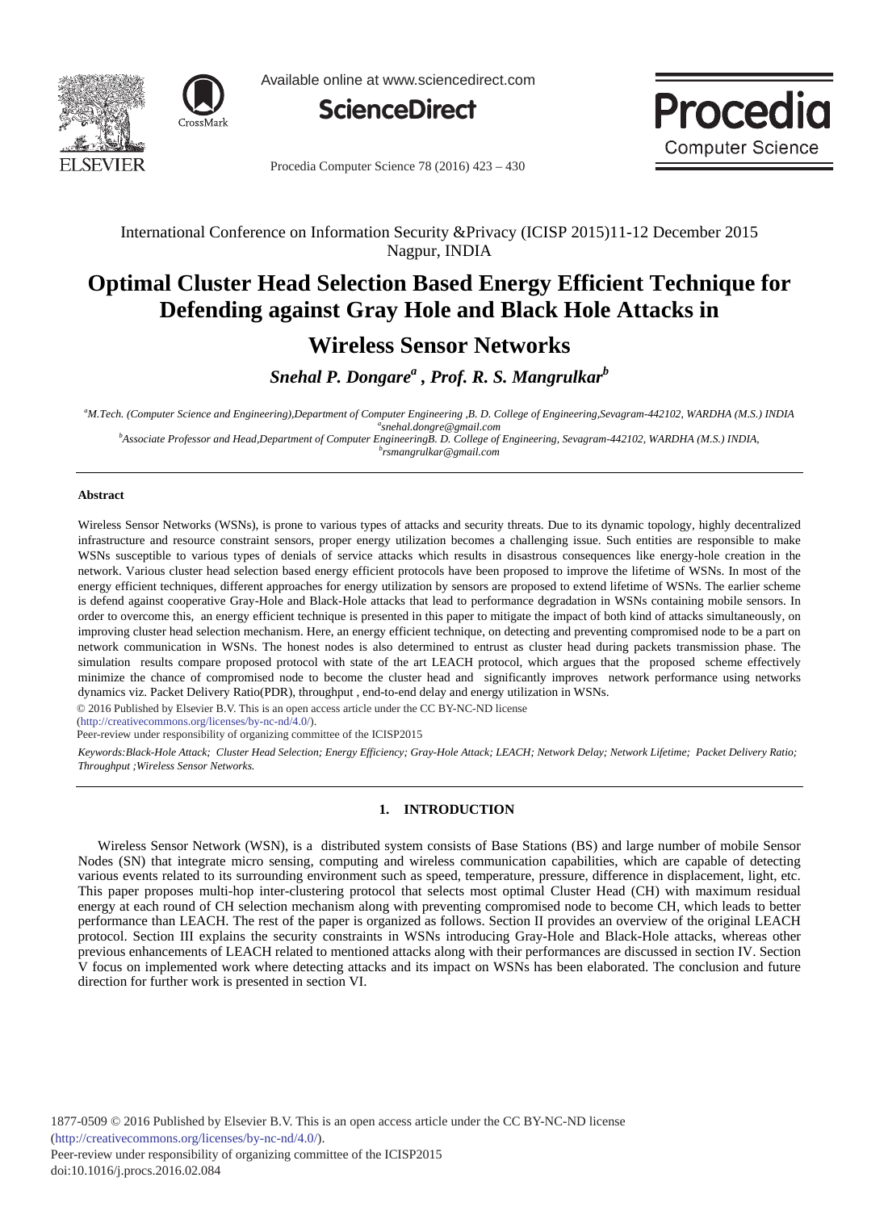International Conference on Information Security &Privacy (ICISP 2015)11-12 December 2015 Nagpur, INDIA

# Optimal Cluster Head Selection Based Energy Efficient Technique for Defending against Gray Hole and Black Hole Attacks in Wireless Sensor Networks

***Snehal P. Dongare[a] , Prof. R. S. Mangrulkar[b]***

[a]*M.Tech. (Computer Science and Engineering),Department of Computer Engineering ,B. D. College of Engineering,Sevagram-442102, WARDHA (M.S.) INDIA*
[a]*snehal.dongre@gmail.com*
[b]*Associate Professor and Head,Department of Computer EngineeringB. D. College of Engineering, Sevagram-442102, WARDHA (M.S.) INDIA,*
[b]*rsmangrulkar@gmail.com*

---

**Abstract**

Wireless Sensor Networks (WSNs), is prone to various types of attacks and security threats. Due to its dynamic topology, highly decentralized infrastructure and resource constraint sensors, proper energy utilization becomes a challenging issue. Such entities are responsible to make WSNs susceptible to various types of denials of service attacks which results in disastrous consequences like energy-hole creation in the network. Various cluster head selection based energy efficient protocols have been proposed to improve the lifetime of WSNs. In most of the energy efficient techniques, different approaches for energy utilization by sensors are proposed to extend lifetime of WSNs. The earlier scheme is defend against cooperative Gray-Hole and Black-Hole attacks that lead to performance degradation in WSNs containing mobile sensors. In order to overcome this, an energy efficient technique is presented in this paper to mitigate the impact of both kind of attacks simultaneously, on improving cluster head selection mechanism. Here, an energy efficient technique, on detecting and preventing compromised node to be a part on network communication in WSNs. The honest nodes is also determined to entrust as cluster head during packets transmission phase. The simulation results compare proposed protocol with state of the art LEACH protocol, which argues that the proposed scheme effectively minimize the chance of compromised node to become the cluster head and significantly improves network performance using networks dynamics viz. Packet Delivery Ratio(PDR), throughput , end-to-end delay and energy utilization in WSNs.

© 2016 Published by Elsevier B.V. This is an open access article under the CC BY-NC-ND license (http://creativecommons.org/licenses/by-nc-nd/4.0/).
Peer-review under responsibility of organizing committee of the ICISP2015

*Keywords:Black-Hole Attack; Cluster Head Selection; Energy Efficiency; Gray-Hole Attack; LEACH; Network Delay; Network Lifetime; Packet Delivery Ratio; Throughput ;Wireless Sensor Networks.*

---

## 1. INTRODUCTION

Wireless Sensor Network (WSN), is a distributed system consists of Base Stations (BS) and large number of mobile Sensor Nodes (SN) that integrate micro sensing, computing and wireless communication capabilities, which are capable of detecting various events related to its surrounding environment such as speed, temperature, pressure, difference in displacement, light, etc. This paper proposes multi-hop inter-clustering protocol that selects most optimal Cluster Head (CH) with maximum residual energy at each round of CH selection mechanism along with preventing compromised node to become CH, which leads to better performance than LEACH. The rest of the paper is organized as follows. Section II provides an overview of the original LEACH protocol. Section III explains the security constraints in WSNs introducing Gray-Hole and Black-Hole attacks, whereas other previous enhancements of LEACH related to mentioned attacks along with their performances are discussed in section IV. Section V focus on implemented work where detecting attacks and its impact on WSNs has been elaborated. The conclusion and future direction for further work is presented in section VI.

1877-0509 © 2016 Published by Elsevier B.V. This is an open access article under the CC BY-NC-ND license (http://creativecommons.org/licenses/by-nc-nd/4.0/).
Peer-review under responsibility of organizing committee of the ICISP2015
doi:10.1016/j.procs.2016.02.084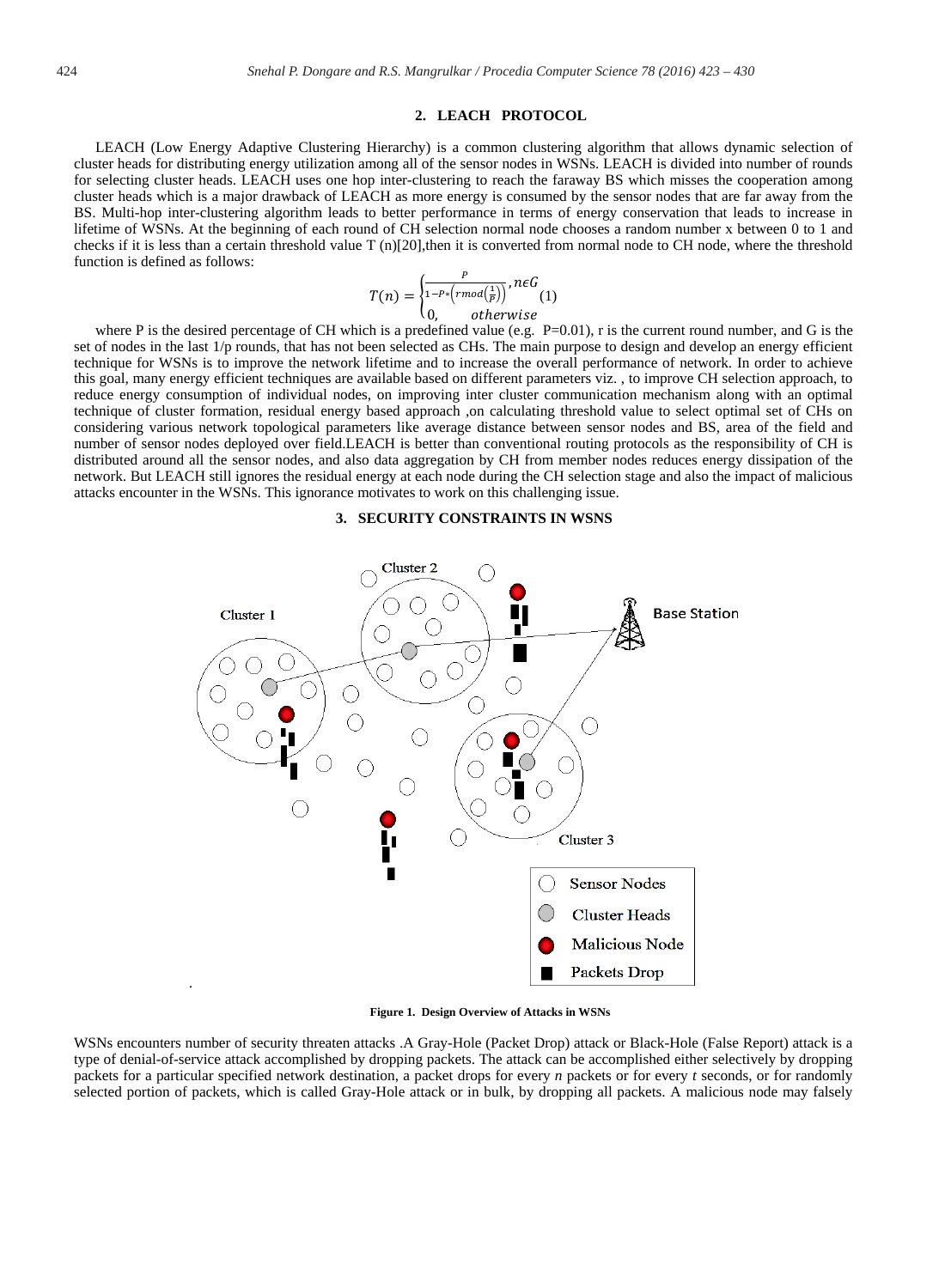## 2. LEACH PROTOCOL

LEACH (Low Energy Adaptive Clustering Hierarchy) is a common clustering algorithm that allows dynamic selection of cluster heads for distributing energy utilization among all of the sensor nodes in WSNs. LEACH is divided into number of rounds for selecting cluster heads. LEACH uses one hop inter-clustering to reach the faraway BS which misses the cooperation among cluster heads which is a major drawback of LEACH as more energy is consumed by the sensor nodes that are far away from the BS. Multi-hop inter-clustering algorithm leads to better performance in terms of energy conservation that leads to increase in lifetime of WSNs. At the beginning of each round of CH selection normal node chooses a random number x between 0 to 1 and checks if it is less than a certain threshold value T (n)[20],then it is converted from normal node to CH node, where the threshold function is defined as follows:

$$T(n) = \begin{cases} \frac{P}{1-P*\left(r\,mod\left(\frac{1}{P}\right)\right)}, & n\epsilon G \\ 0, & otherwise \end{cases} \quad (1)$$

where P is the desired percentage of CH which is a predefined value (e.g. P=0.01), r is the current round number, and G is the set of nodes in the last 1/p rounds, that has not been selected as CHs. The main purpose to design and develop an energy efficient technique for WSNs is to improve the network lifetime and to increase the overall performance of network. In order to achieve this goal, many energy efficient techniques are available based on different parameters viz. , to improve CH selection approach, to reduce energy consumption of individual nodes, on improving inter cluster communication mechanism along with an optimal technique of cluster formation, residual energy based approach ,on calculating threshold value to select optimal set of CHs on considering various network topological parameters like average distance between sensor nodes and BS, area of the field and number of sensor nodes deployed over field.LEACH is better than conventional routing protocols as the responsibility of CH is distributed around all the sensor nodes, and also data aggregation by CH from member nodes reduces energy dissipation of the network. But LEACH still ignores the residual energy at each node during the CH selection stage and also the impact of malicious attacks encounter in the WSNs. This ignorance motivates to work on this challenging issue.

## 3. SECURITY CONSTRAINTS IN WSNS

**Figure 1. Design Overview of Attacks in WSNs**

WSNs encounters number of security threaten attacks .A Gray-Hole (Packet Drop) attack or Black-Hole (False Report) attack is a type of denial-of-service attack accomplished by dropping packets. The attack can be accomplished either selectively by dropping packets for a particular specified network destination, a packet drops for every *n* packets or for every *t* seconds, or for randomly selected portion of packets, which is called Gray-Hole attack or in bulk, by dropping all packets. A malicious node may falsely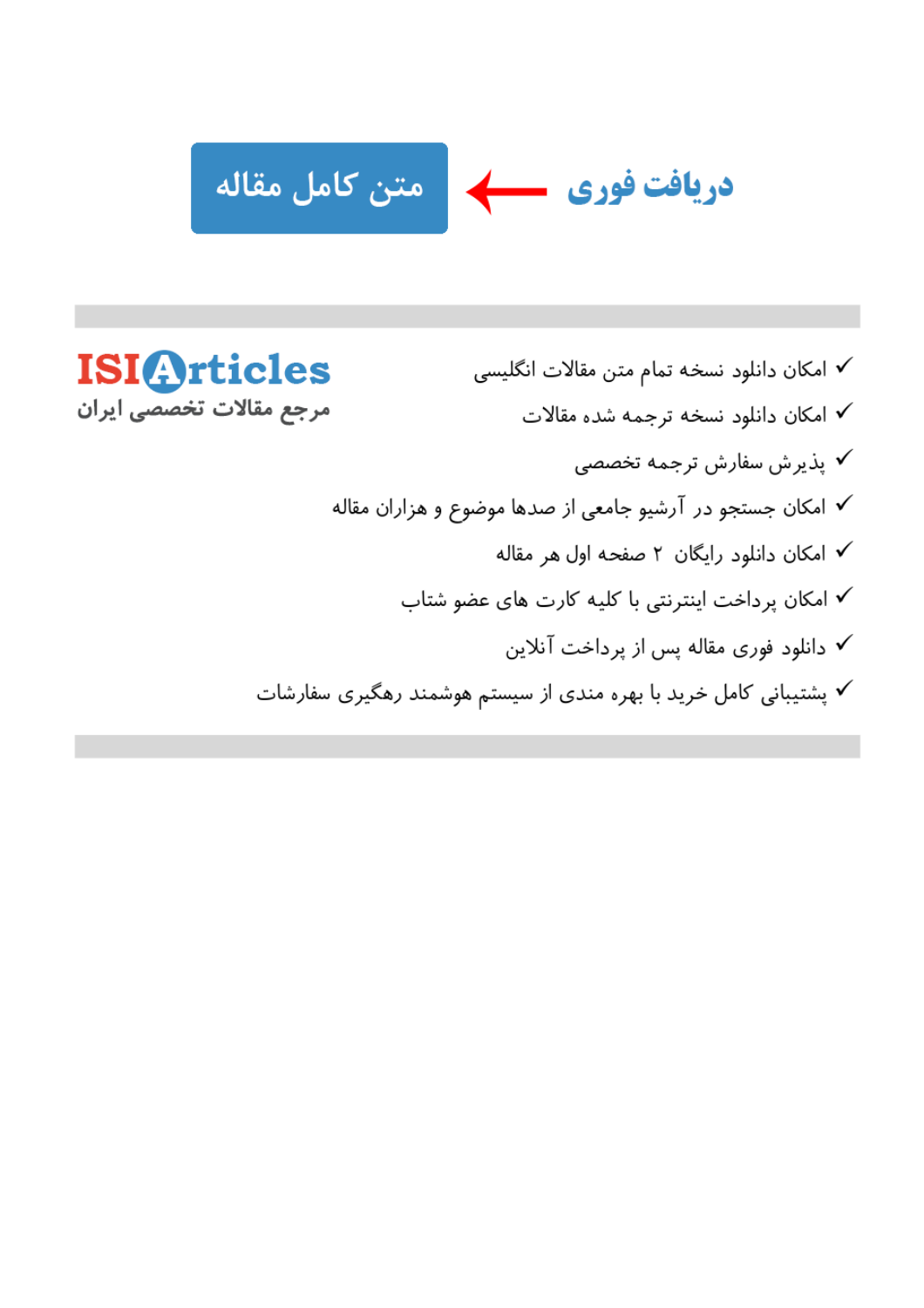دریافت فوری ← **متن کامل مقاله**

**ISIArticles**

مرجع مقالات تخصصی ایران

- ✓ امکان دانلود نسخه تمام متن مقالات انگلیسی
- ✓ امکان دانلود نسخه ترجمه شده مقالات
- ✓ پذیرش سفارش ترجمه تخصصی
- ✓ امکان جستجو در آرشیو جامعی از صدها موضوع و هزاران مقاله
- ✓ امکان دانلود رایگان ۲ صفحه اول هر مقاله
- ✓ امکان پرداخت اینترنتی با کلیه کارت های عضو شتاب
- ✓ دانلود فوری مقاله پس از پرداخت آنلاین
- ✓ پشتیبانی کامل خرید با بهره مندی از سیستم هوشمند رهگیری سفارشات